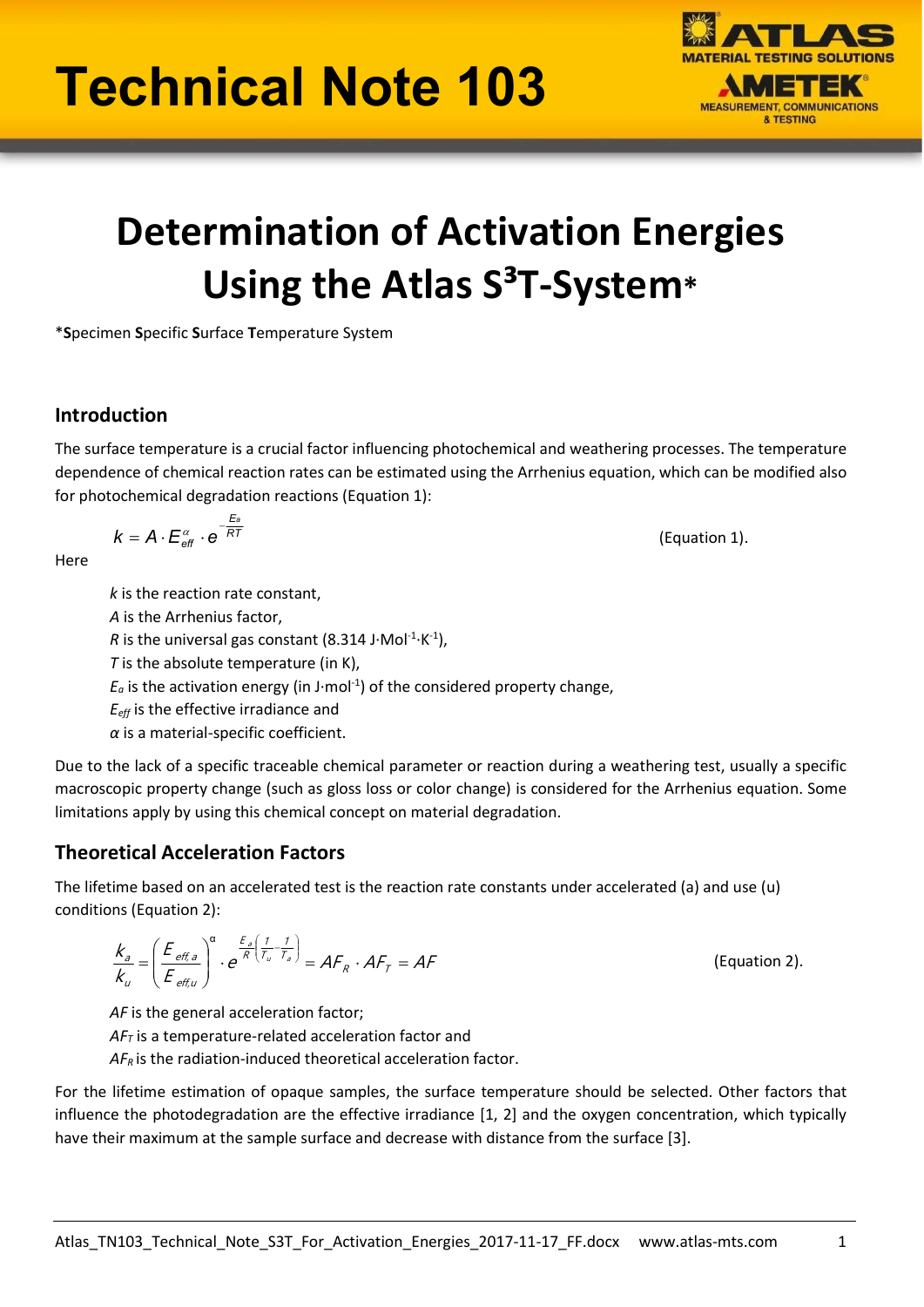# Technical Note 103

# Determination of Activation Energies Using the Atlas S³T-System*

***S**pecimen **S**pecific **S**urface **T**emperature System

## Introduction

The surface temperature is a crucial factor influencing photochemical and weathering processes. The temperature dependence of chemical reaction rates can be estimated using the Arrhenius equation, which can be modified also for photochemical degradation reactions (Equation 1):

$$k = A \cdot E_{eff}^{\alpha} \cdot e^{-\frac{E_a}{RT}} \qquad \text{(Equation 1).}$$

Here

- $k$ is the reaction rate constant,
- $A$ is the Arrhenius factor,
- $R$ is the universal gas constant (8.314 J·Mol$^{-1}$·K$^{-1}$),
- $T$ is the absolute temperature (in K),
- $E_a$ is the activation energy (in J·mol$^{-1}$) of the considered property change,
- $E_{eff}$ is the effective irradiance and
- $\alpha$ is a material-specific coefficient.

Due to the lack of a specific traceable chemical parameter or reaction during a weathering test, usually a specific macroscopic property change (such as gloss loss or color change) is considered for the Arrhenius equation. Some limitations apply by using this chemical concept on material degradation.

## Theoretical Acceleration Factors

The lifetime based on an accelerated test is the reaction rate constants under accelerated (a) and use (u) conditions (Equation 2):

$$\frac{k_a}{k_u} = \left(\frac{E_{eff,a}}{E_{eff,u}}\right)^{\alpha} \cdot e^{\frac{E_a}{R}\left(\frac{1}{T_u}-\frac{1}{T_a}\right)} = AF_R \cdot AF_T = AF \qquad \text{(Equation 2).}$$

- $AF$ is the general acceleration factor;
- $AF_T$ is a temperature-related acceleration factor and
- $AF_R$ is the radiation-induced theoretical acceleration factor.

For the lifetime estimation of opaque samples, the surface temperature should be selected. Other factors that influence the photodegradation are the effective irradiance [1, 2] and the oxygen concentration, which typically have their maximum at the sample surface and decrease with distance from the surface [3].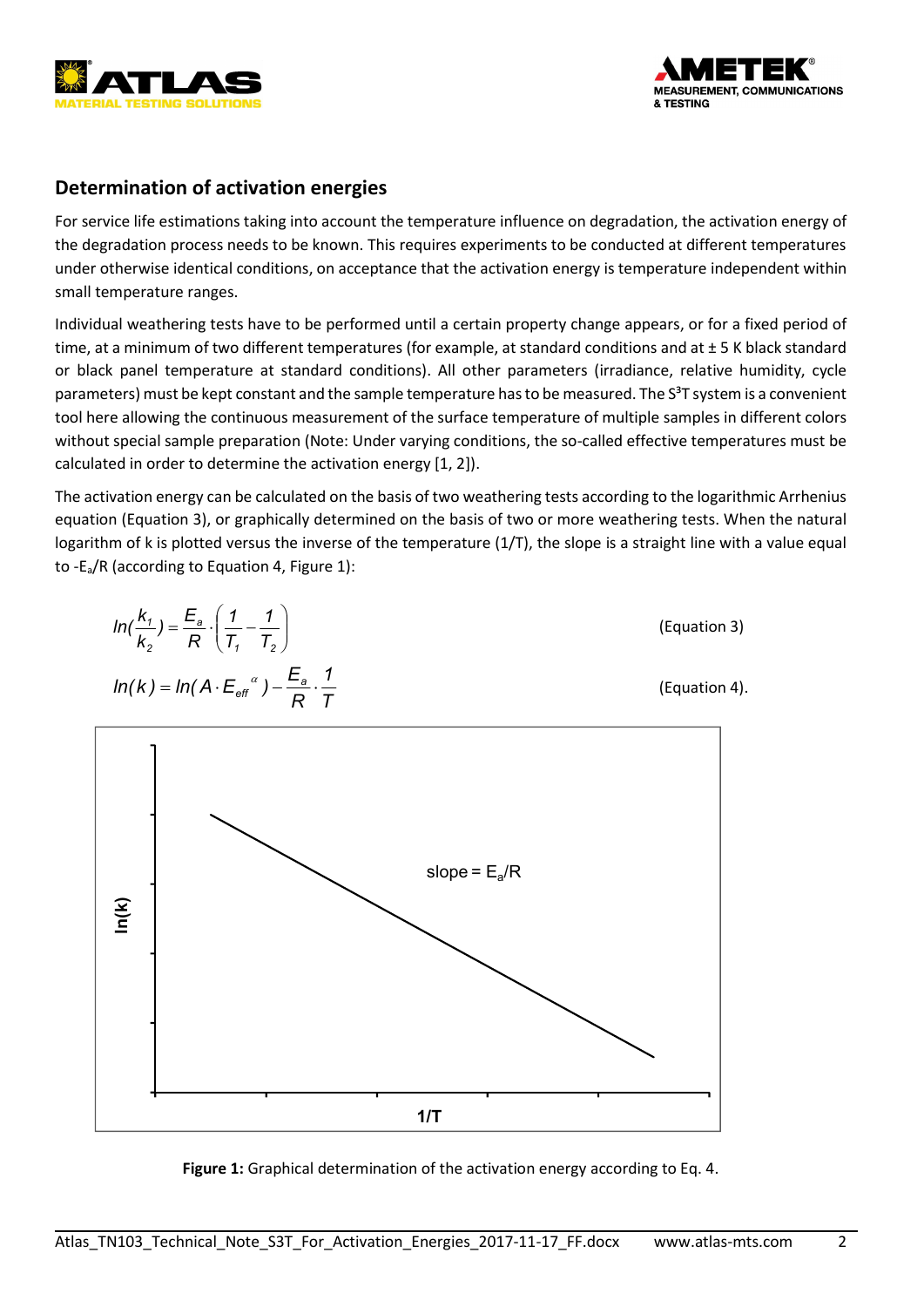## Determination of activation energies

For service life estimations taking into account the temperature influence on degradation, the activation energy of the degradation process needs to be known. This requires experiments to be conducted at different temperatures under otherwise identical conditions, on acceptance that the activation energy is temperature independent within small temperature ranges.

Individual weathering tests have to be performed until a certain property change appears, or for a fixed period of time, at a minimum of two different temperatures (for example, at standard conditions and at ± 5 K black standard or black panel temperature at standard conditions). All other parameters (irradiance, relative humidity, cycle parameters) must be kept constant and the sample temperature has to be measured. The $S^3T$ system is a convenient tool here allowing the continuous measurement of the surface temperature of multiple samples in different colors without special sample preparation (Note: Under varying conditions, the so-called effective temperatures must be calculated in order to determine the activation energy [1, 2]).

The activation energy can be calculated on the basis of two weathering tests according to the logarithmic Arrhenius equation (Equation 3), or graphically determined on the basis of two or more weathering tests. When the natural logarithm of k is plotted versus the inverse of the temperature (1/T), the slope is a straight line with a value equal to $-E_a/R$ (according to Equation 4, Figure 1):

$$ln\left(\frac{k_1}{k_2}\right) = \frac{E_a}{R} \cdot \left(\frac{1}{T_1} - \frac{1}{T_2}\right) \qquad \text{(Equation 3)}$$

$$ln(k) = ln(A \cdot E_{eff}{}^{\alpha}) - \frac{E_a}{R} \cdot \frac{1}{T} \qquad \text{(Equation 4).}$$

**Figure 1:** Graphical determination of the activation energy according to Eq. 4.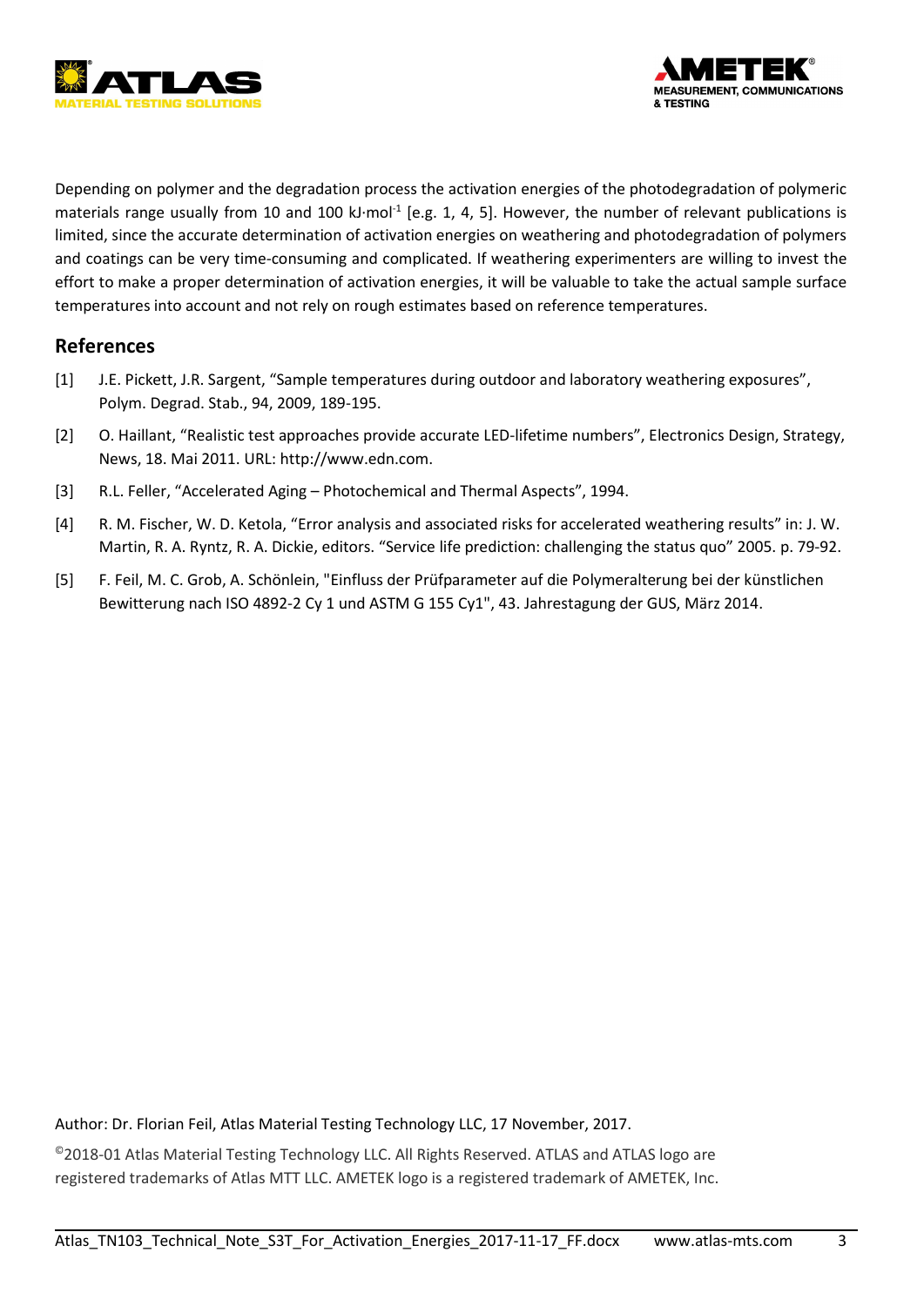Depending on polymer and the degradation process the activation energies of the photodegradation of polymeric materials range usually from 10 and 100 kJ·mol$^{-1}$ [e.g. 1, 4, 5]. However, the number of relevant publications is limited, since the accurate determination of activation energies on weathering and photodegradation of polymers and coatings can be very time-consuming and complicated. If weathering experimenters are willing to invest the effort to make a proper determination of activation energies, it will be valuable to take the actual sample surface temperatures into account and not rely on rough estimates based on reference temperatures.

## References

[1] J.E. Pickett, J.R. Sargent, "Sample temperatures during outdoor and laboratory weathering exposures", Polym. Degrad. Stab., 94, 2009, 189-195.

[2] O. Haillant, "Realistic test approaches provide accurate LED-lifetime numbers", Electronics Design, Strategy, News, 18. Mai 2011. URL: http://www.edn.com.

[3] R.L. Feller, "Accelerated Aging – Photochemical and Thermal Aspects", 1994.

[4] R. M. Fischer, W. D. Ketola, "Error analysis and associated risks for accelerated weathering results" in: J. W. Martin, R. A. Ryntz, R. A. Dickie, editors. "Service life prediction: challenging the status quo" 2005. p. 79-92.

[5] F. Feil, M. C. Grob, A. Schönlein, "Einfluss der Prüfparameter auf die Polymeralterung bei der künstlichen Bewitterung nach ISO 4892-2 Cy 1 und ASTM G 155 Cy1", 43. Jahrestagung der GUS, März 2014.

Author: Dr. Florian Feil, Atlas Material Testing Technology LLC, 17 November, 2017.

©2018-01 Atlas Material Testing Technology LLC. All Rights Reserved. ATLAS and ATLAS logo are registered trademarks of Atlas MTT LLC. AMETEK logo is a registered trademark of AMETEK, Inc.